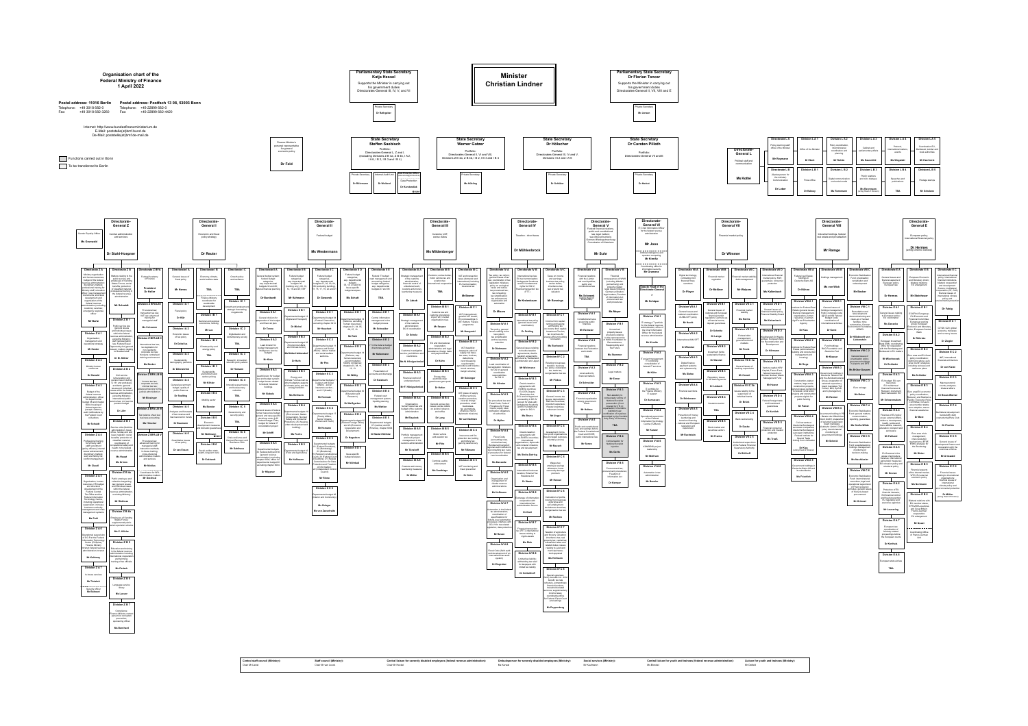# Organisation chart of the Federal Ministry of Finance

**1 April 2022**

**Postal address: 11016 Berlin**
Telephone: +49 3018 682-0
Fax: +49 3018 682-3260

**Postal address: Postfach 13 08, 53003 Bonn**
Telephone: +49 22899 682-0
Fax: +49 22899 682-4420

Internet: http://www.bundesfinanzministerium.de
E-Mail: poststelle@bmf.bund.de
De-Mail: poststelle@bmf.de-mail.de

Functions carried out in Bonn

To be transferred to Berlin

Finance Minister's personal representative for personal protection policy

**Dr Feld**

## Minister
## Christian Lindner

**Parliamentary State Secretary**
**Katja Hessel**
Supports the Minister in carrying out his government duties
Directorates-General III, IV, V, and VI

Private Secretary
Dr Bahgatier

**Parliamentary State Secretary**
**Dr Florian Toncar**
Supports the Minister in carrying out his government duties
Directorates-General II, VII, VIII and E

Private Secretary
Mr Jansen

**State Secretary**
**Steffen Saebisch**
Portfolio:
Directorates-General L, Z and I, (excluding Divisions Z B 6a, Z B 6b, I A 2, I A 6, I B 2, I B 3 and I B 4)

Private Secretary
Dr Rithmann

Internal Audit Unit
Dr Wallenné

Data Protection Officer
Dr Kaczmarczyk

**State Secretary**
**Werner Gatzer**
Portfolio:
Directorates-General II, VI and VII, Divisions Z B 6a, Z B 6b, I B 2, I B 3 and I B 4

Private Secretary
Ms Nölting

**State Secretary**
**Dr Hölscher**
Portfolio:
Directorates-General III, IV and V, Divisions I A 2 and I A 6

Private Secretary
Dr Schläder

**State Secretary**
**Dr Carsten Pillath**
Portfolio:
Directorates-General VIII and E

Private Secretary
Mr Hartmann

**Directorate-General L**
Political staff and communication
**Ms Kothé**

---

**Directorate-General Z**
Central administration and services
**Dr Stahl-Hoepner**

Gender Equality Officer
Ms Grunwald

**Directorate-General I**
Economic and fiscal policy strategy
**Dr Reuter**

**Directorate-General II**
Federal budget
**Ms Westermann**

**Directorate-General III**
Customs, VAT, excise duties
**Ms Mildenberger**

**Directorate-General IV**
Taxation – direct taxes
**Dr Möhlenbrock**

**Directorate-General V**
Federal-Länder relations, public and constitutional law, legal matters, loan refinancing matters, German Wiedergutmachung / Coordination of the Länder
**Mr Suhr**

**Directorate-General VI**
IT / Chief Information Officer for the federal revenue administration
**Mr Joos**

Deputy Head of the Directorate-General
Mr Schäper

**Directorate-General VII**
Financial market policy
**Dr Wimmer**

**Directorate-General VIII**
Industrial holdings, federal real estate and privatisation
**Mr Range**

**Directorate-General E**
European policy, international financial policy
**Dr Hermes** (acting Director-General)

---

**Central staff council (Ministry):**
Chair Mr Lüddel

**Staff council (Ministry):**
Chair Mr von Lorch

**Central liaison for severely disabled employees (federal revenue administration):**
Chair Mr Wendt

**Ombudsperson for severely disabled employees (Ministry):**
Ms Reinert

**Social services (Ministry):**
Mr Kaufmann

**Central liaison for youth and trainees (federal revenue administration):**
Ms Bindeil

**Liaison for youth and trainees (Ministry):**
Mr Delleit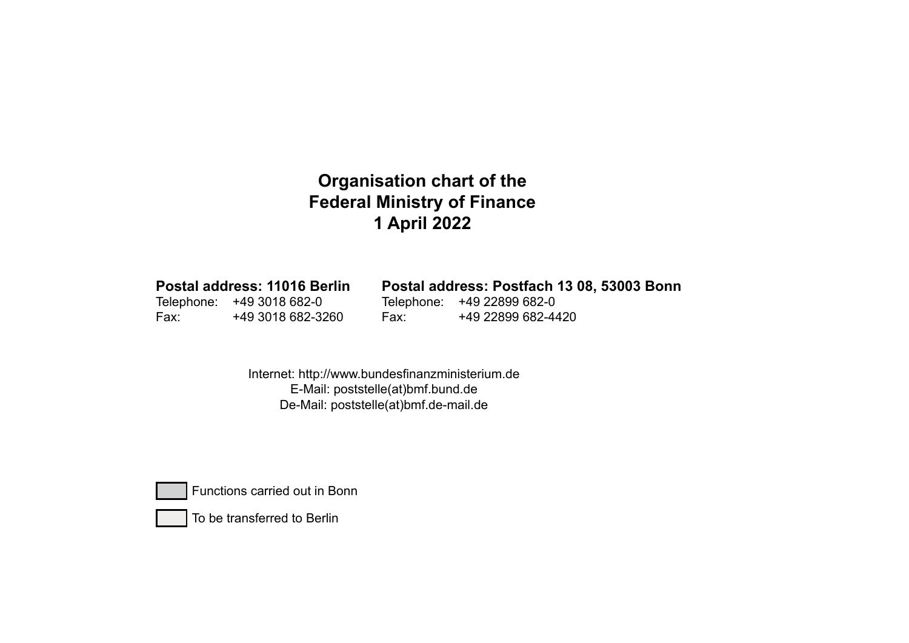# Organisation chart of the Federal Ministry of Finance 1 April 2022

**Postal address: 11016 Berlin**
Telephone: +49 3018 682-0
Fax: +49 3018 682-3260

**Postal address: Postfach 13 08, 53003 Bonn**
Telephone: +49 22899 682-0
Fax: +49 22899 682-4420

Internet: http://www.bundesfinanzministerium.de
E-Mail: poststelle(at)bmf.bund.de
De-Mail: poststelle(at)bmf.de-mail.de

Functions carried out in Bonn

To be transferred to Berlin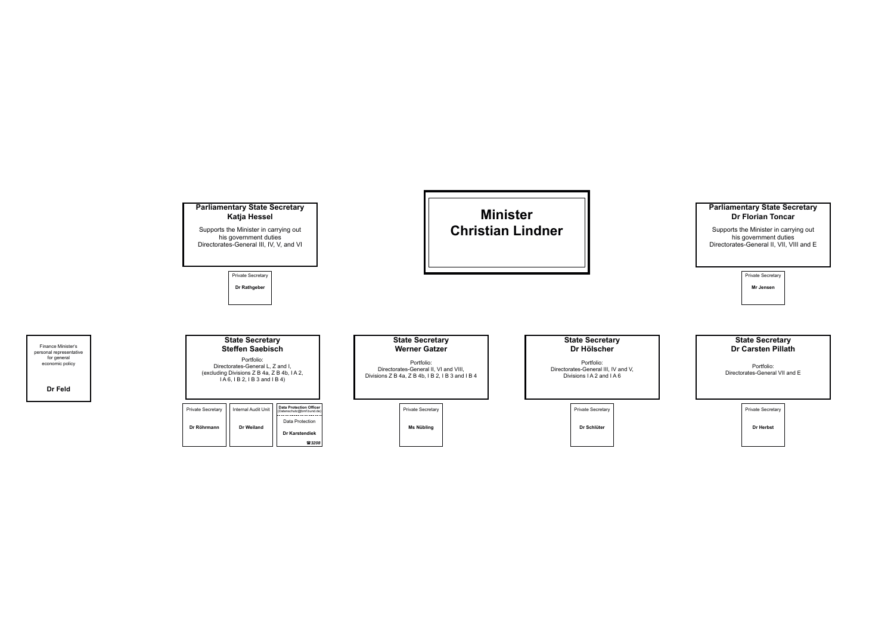## Minister Christian Lindner

### Parliamentary State Secretary Katja Hessel

Supports the Minister in carrying out his government duties
Directorates-General III, IV, V, and VI

Private Secretary
**Dr Rathgeber**

### Parliamentary State Secretary Dr Florian Toncar

Supports the Minister in carrying out his government duties
Directorates-General II, VII, VIII and E

Private Secretary
**Mr Jensen**

---

Finance Minister's personal representative for general economic policy
**Dr Feld**

### State Secretary Steffen Saebisch

Portfolio:
Directorates-General L, Z and I,
(excluding Divisions Z B 4a, Z B 4b, I A 2, I A 6, I B 2, I B 3 and I B 4)

Private Secretary
**Dr Röhrmann**

Internal Audit Unit
**Dr Weiland**

**Data Protection Officer** (Datenschutz@bmf.bund.de)
Data Protection
**Dr Karstendiek**
☎3208

### State Secretary Werner Gatzer

Portfolio:
Directorates-General II, VI and VIII,
Divisions Z B 4a, Z B 4b, I B 2, I B 3 and I B 4

Private Secretary
**Ms Nübling**

### State Secretary Dr Hölscher

Portfolio:
Directorates-General III, IV and V,
Divisions I A 2 and I A 6

Private Secretary
**Dr Schlüter**

### State Secretary Dr Carsten Pillath

Portfolio:
Directorates-General VII and E

Private Secretary
**Dr Herbst**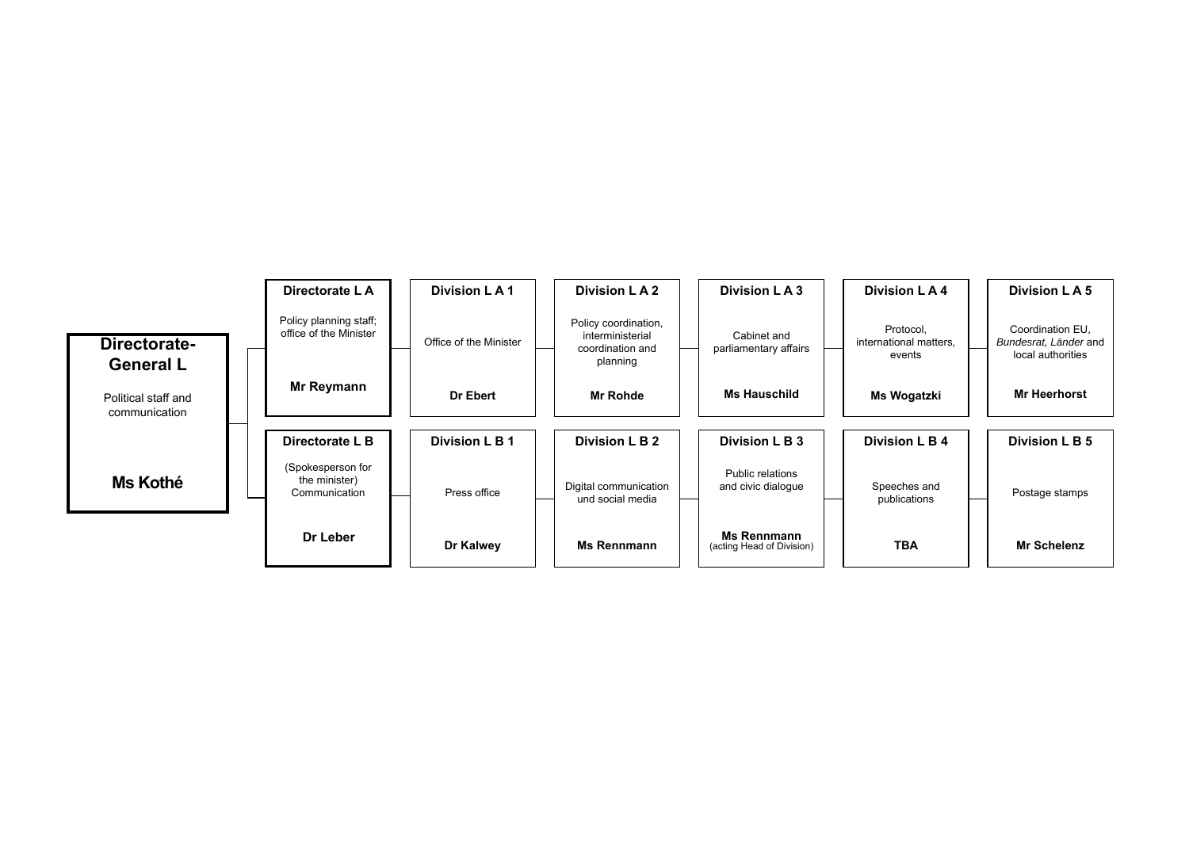# Directorate-General L

Political staff and communication

**Ms Kothé**

## Directorate L A

Policy planning staff; office of the Minister

**Mr Reymann**

| Division | Responsibility | Head |
|---|---|---|
| **Division L A 1** | Office of the Minister | **Dr Ebert** |
| **Division L A 2** | Policy coordination, interministerial coordination and planning | **Mr Rohde** |
| **Division L A 3** | Cabinet and parliamentary affairs | **Ms Hauschild** |
| **Division L A 4** | Protocol, international matters, events | **Ms Wogatzki** |
| **Division L A 5** | Coordination EU, *Bundesrat*, *Länder* and local authorities | **Mr Heerhorst** |

## Directorate L B

(Spokesperson for the minister) Communication

**Dr Leber**

| Division | Responsibility | Head |
|---|---|---|
| **Division L B 1** | Press office | **Dr Kalwey** |
| **Division L B 2** | Digital communication und social media | **Ms Rennmann** |
| **Division L B 3** | Public relations and civic dialogue | **Ms Rennmann** (acting Head of Division) |
| **Division L B 4** | Speeches and publications | **TBA** |
| **Division L B 5** | Postage stamps | **Mr Schelenz** |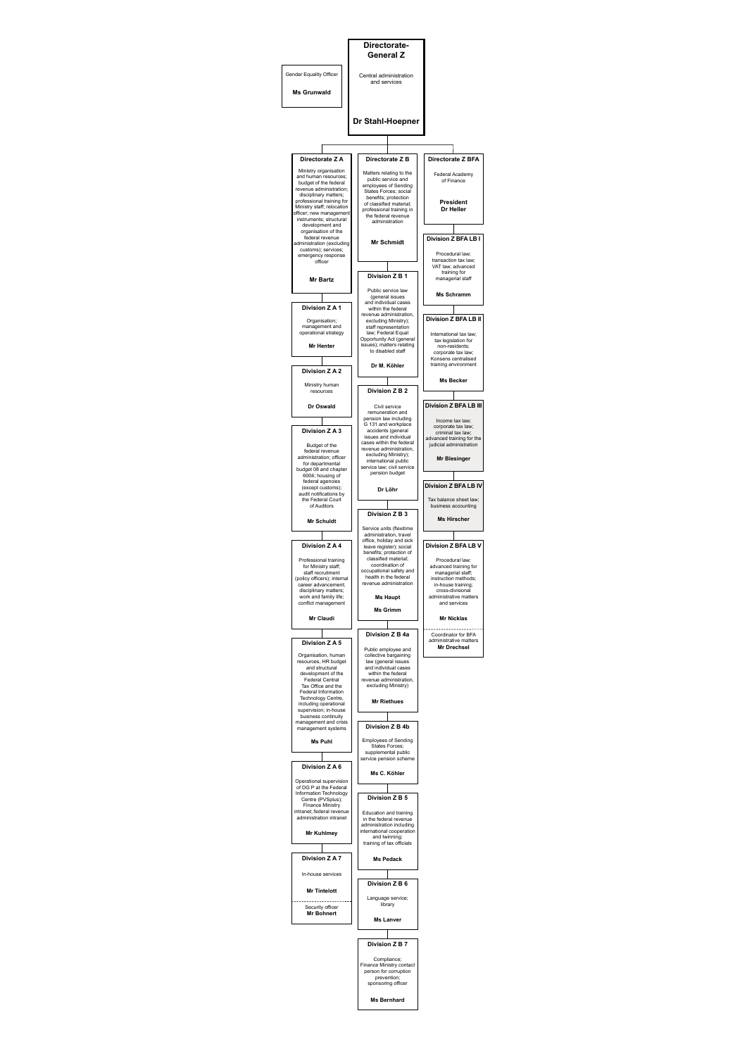# Directorate-General Z

Central administration and services

**Dr Stahl-Hoepner**

Gender Equality Officer

**Ms Grunwald**

## Directorate Z A

Ministry organisation and human resources; budget of the federal revenue administration; disciplinary matters; professional training for Ministry staff; relocation officer; new management instruments; structural development and organisation of the federal revenue administration (excluding customs); services; emergency response officer

**Mr Bartz**

### Division Z A 1

Organisation; management and operational strategy

**Mr Henter**

### Division Z A 2

Ministry human resources

**Dr Oswald**

### Division Z A 3

Budget of the federal revenue administration; officer for departmental budget 08 and chapter 6004; housing of federal agencies (except customs); audit notifications by the Federal Court of Auditors

**Mr Schuldt**

### Division Z A 4

Professional training for Ministry staff; staff recruitment (policy officers); internal career advancement; disciplinary matters; work and family life; conflict management

**Mr Claudi**

### Division Z A 5

Organisation, human resources, HR budget and structural development of the Federal Central Tax Office and the Federal Information Technology Centre, including operational supervision; in-house business continuity management and crisis management systems

**Ms Puhl**

### Division Z A 6

Operational supervision of DG P at the Federal Information Technology Centre (PVSplus); Finance Ministry intranet; federal revenue administration intranet

**Mr Kuhlmey**

### Division Z A 7

In-house services

**Mr Tintelott**

Security officer
**Mr Bohnert**

## Directorate Z B

Matters relating to the public service and employees of Sending States Forces; social benefits; protection of classified material; professional training in the federal revenue administration

**Mr Schmidt**

### Division Z B 1

Public service law (general issues and individual cases within the federal revenue administration, excluding Ministry); staff representation law; Federal Equal Opportunity Act (general issues); matters relating to disabled staff

**Dr M. Köhler**

### Division Z B 2

Civil service remuneration and pension law including G 131 and workplace accidents (general issues and individual cases within the federal revenue administration, excluding Ministry); international public service law; civil service pension budget

**Dr Löhr**

### Division Z B 3

Service units (flexitime administration, travel office, holiday and sick leave register); social benefits; protection of classified material; coordination of occupational safety and health in the federal revenue administration

**Ms Haupt**

**Ms Grimm**

### Division Z B 4a

Public employee and collective bargaining law (general issues and individual cases within the federal revenue administration, excluding Ministry)

**Mr Riethues**

### Division Z B 4b

Employees of Sending States Forces; supplemental public service pension scheme

**Ms C. Köhler**

### Division Z B 5

Education and training in the federal revenue administration including international cooperation and twinning; training of tax officials

**Ms Pedack**

### Division Z B 6

Language service; library

**Ms Lanver**

### Division Z B 7

Compliance; Finance Ministry contact person for corruption prevention; sponsoring officer

**Ms Bernhard**

## Directorate Z BFA

Federal Academy of Finance

**President Dr Heller**

### Division Z BFA LB I

Procedural law; transaction tax law; VAT law; advanced training for managerial staff

**Ms Schramm**

### Division Z BFA LB II

International tax law; tax legislation for non-residents; corporate tax law; Konsens centralised training environment

**Ms Becker**

### Division Z BFA LB III

Income tax law; corporate tax law; criminal tax law; advanced training for the judicial administration

**Mr Blesinger**

### Division Z BFA LB IV

Tax balance sheet law; business accounting

**Ms Hirscher**

### Division Z BFA LB V

Procedural law; advanced training for managerial staff; instruction methods; in-house training; cross-divisional administrative matters and services

**Mr Nicklas**

Coordinator for BFA administrative matters
**Mr Drechsel**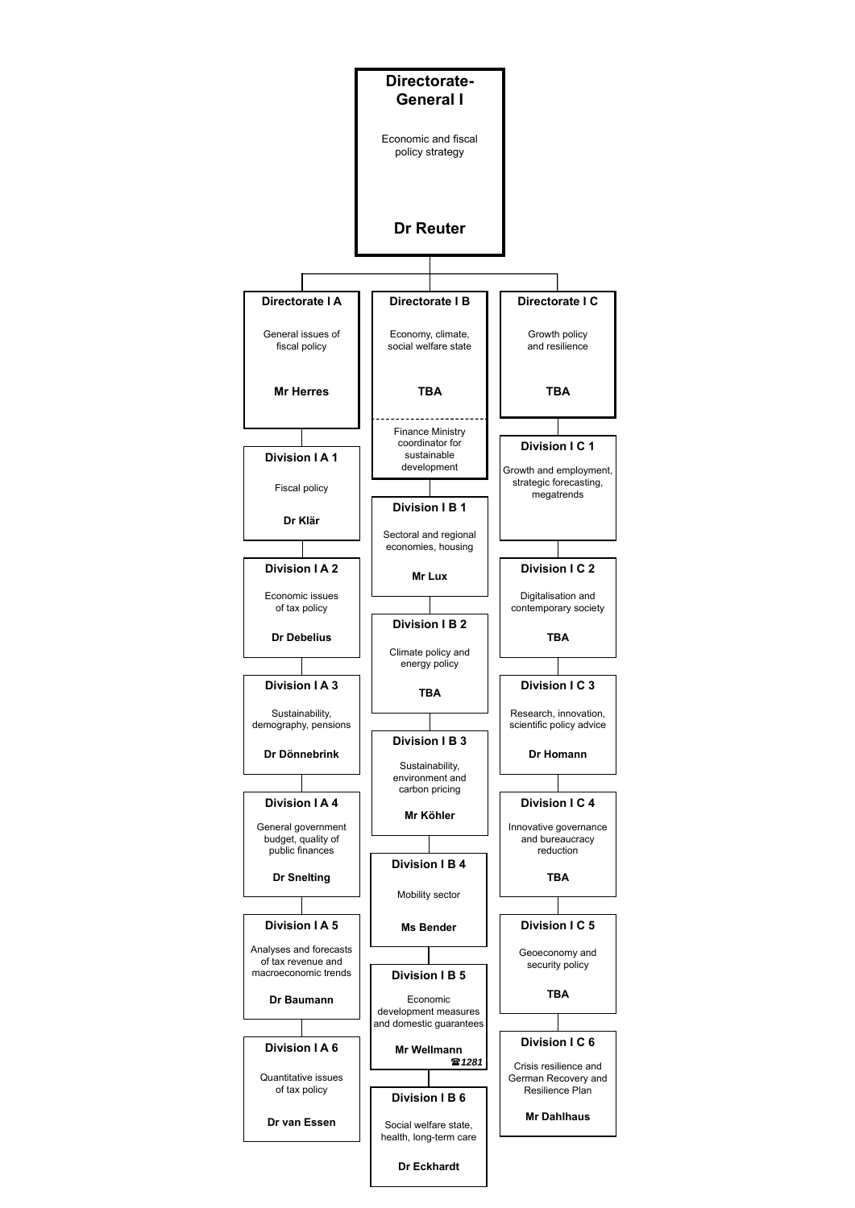# Directorate-General I

Economic and fiscal policy strategy

**Dr Reuter**

## Directorate I A

General issues of fiscal policy

**Mr Herres**

### Division I A 1

Fiscal policy

**Dr Klär**

### Division I A 2

Economic issues of tax policy

**Dr Debelius**

### Division I A 3

Sustainability, demography, pensions

**Dr Dönnebrink**

### Division I A 4

General government budget, quality of public finances

**Dr Snelting**

### Division I A 5

Analyses and forecasts of tax revenue and macroeconomic trends

**Dr Baumann**

### Division I A 6

Quantitative issues of tax policy

**Dr van Essen**

## Directorate I B

Economy, climate, social welfare state

**TBA**

Finance Ministry coordinator for sustainable development

### Division I B 1

Sectoral and regional economies, housing

**Mr Lux**

### Division I B 2

Climate policy and energy policy

**TBA**

### Division I B 3

Sustainability, environment and carbon pricing

**Mr Köhler**

### Division I B 4

Mobility sector

**Ms Bender**

### Division I B 5

Economic development measures and domestic guarantees

**Mr Wellmann**
☎ *1281*

### Division I B 6

Social welfare state, health, long-term care

**Dr Eckhardt**

## Directorate I C

Growth policy and resilience

**TBA**

### Division I C 1

Growth and employment, strategic forecasting, megatrends

### Division I C 2

Digitalisation and contemporary society

**TBA**

### Division I C 3

Research, innovation, scientific policy advice

**Dr Homann**

### Division I C 4

Innovative governance and bureaucracy reduction

**TBA**

### Division I C 5

Geoeconomy and security policy

**TBA**

### Division I C 6

Crisis resilience and German Recovery and Resilience Plan

**Mr Dahlhaus**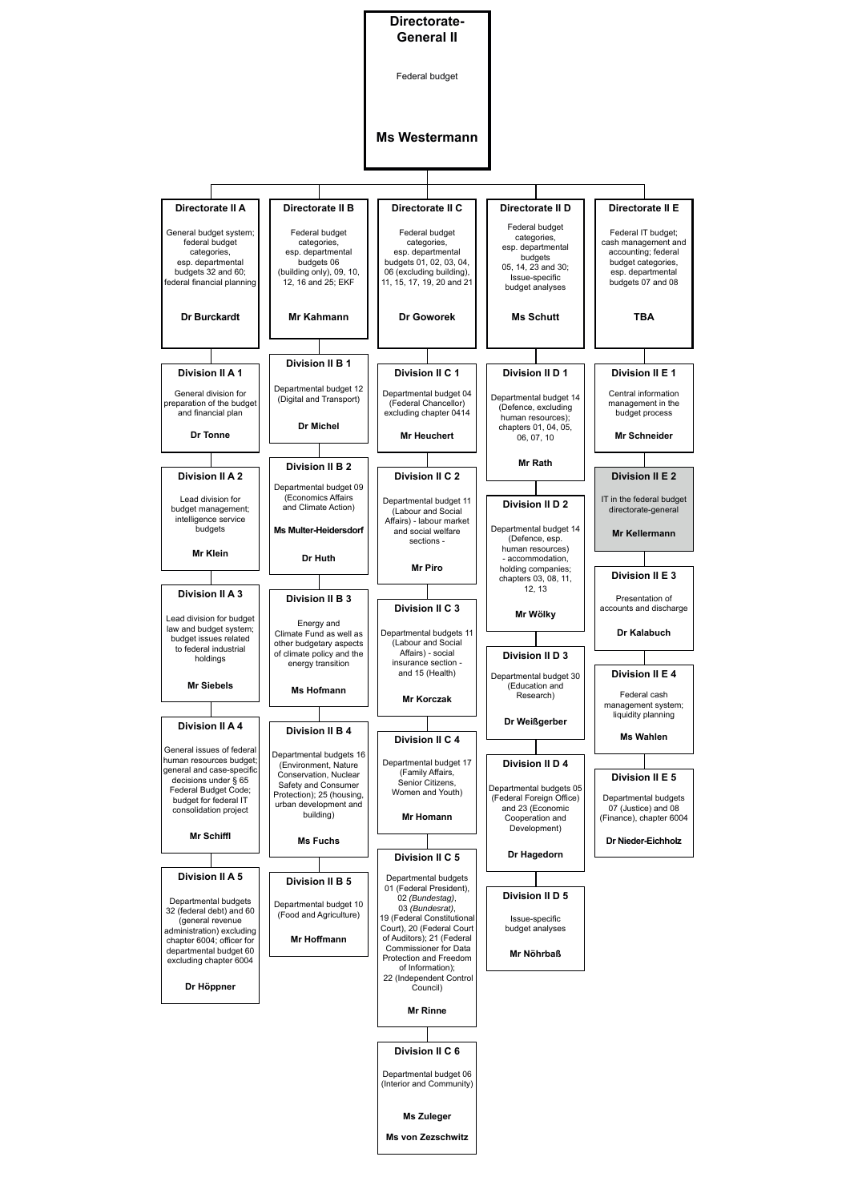# Directorate-General II

Federal budget

**Ms Westermann**

## Directorate II A

General budget system; federal budget categories, esp. departmental budgets 32 and 60; federal financial planning

**Dr Burckardt**

### Division II A 1

General division for preparation of the budget and financial plan

**Dr Tonne**

### Division II A 2

Lead division for budget management; intelligence service budgets

**Mr Klein**

### Division II A 3

Lead division for budget law and budget system; budget issues related to federal industrial holdings

**Mr Siebels**

### Division II A 4

General issues of federal human resources budget; general and case-specific decisions under § 65 Federal Budget Code; budget for federal IT consolidation project

**Mr Schiffl**

### Division II A 5

Departmental budgets 32 (federal debt) and 60 (general revenue administration) excluding chapter 6004; officer for departmental budget 60 excluding chapter 6004

**Dr Höppner**

## Directorate II B

Federal budget categories, esp. departmental budgets 06 (building only), 09, 10, 12, 16 and 25; EKF

**Mr Kahmann**

### Division II B 1

Departmental budget 12 (Digital and Transport)

**Dr Michel**

### Division II B 2

Departmental budget 09 (Economics Affairs and Climate Action)

**Ms Multer-Heidersdorf**

**Dr Huth**

### Division II B 3

Energy and Climate Fund as well as other budgetary aspects of climate policy and the energy transition

**Ms Hofmann**

### Division II B 4

Departmental budgets 16 (Environment, Nature Conservation, Nuclear Safety and Consumer Protection); 25 (housing, urban development and building)

**Ms Fuchs**

### Division II B 5

Departmental budget 10 (Food and Agriculture)

**Mr Hoffmann**

## Directorate II C

Federal budget categories, esp. departmental budgets 01, 02, 03, 04, 06 (excluding building), 11, 15, 17, 19, 20 and 21

**Dr Goworek**

### Division II C 1

Departmental budget 04 (Federal Chancellor) excluding chapter 0414

**Mr Heuchert**

### Division II C 2

Departmental budget 11 (Labour and Social Affairs) - labour market and social welfare sections -

**Mr Piro**

### Division II C 3

Departmental budgets 11 (Labour and Social Affairs) - social insurance section - and 15 (Health)

**Mr Korczak**

### Division II C 4

Departmental budget 17 (Family Affairs, Senior Citizens, Women and Youth)

**Mr Homann**

### Division II C 5

Departmental budgets 01 (Federal President), 02 *(Bundestag)*, 03 *(Bundesrat)*, 19 (Federal Constitutional Court), 20 (Federal Court of Auditors); 21 (Federal Commissioner for Data Protection and Freedom of Information); 22 (Independent Control Council)

**Mr Rinne**

### Division II C 6

Departmental budget 06 (Interior and Community)

**Ms Zuleger**

**Ms von Zezschwitz**

## Directorate II D

Federal budget categories, esp. departmental budgets 05, 14, 23 and 30; Issue-specific budget analyses

**Ms Schutt**

### Division II D 1

Departmental budget 14 (Defence, excluding human resources); chapters 01, 04, 05, 06, 07, 10

**Mr Rath**

### Division II D 2

Departmental budget 14 (Defence, esp. human resources) - accommodation, holding companies; chapters 03, 08, 11, 12, 13

**Mr Wölky**

### Division II D 3

Departmental budget 30 (Education and Research)

**Dr Weißgerber**

### Division II D 4

Departmental budgets 05 (Federal Foreign Office) and 23 (Economic Cooperation and Development)

**Dr Hagedorn**

### Division II D 5

Issue-specific budget analyses

**Mr Nöhrbaß**

## Directorate II E

Federal IT budget; cash management and accounting; federal budget categories, esp. departmental budgets 07 and 08

**TBA**

### Division II E 1

Central information management in the budget process

**Mr Schneider**

### Division II E 2

IT in the federal budget directorate-general

**Mr Kellermann**

### Division II E 3

Presentation of accounts and discharge

**Dr Kalabuch**

### Division II E 4

Federal cash management system; liquidity planning

**Ms Wahlen**

### Division II E 5

Departmental budgets 07 (Justice) and 08 (Finance), chapter 6004

**Dr Nieder-Eichholz**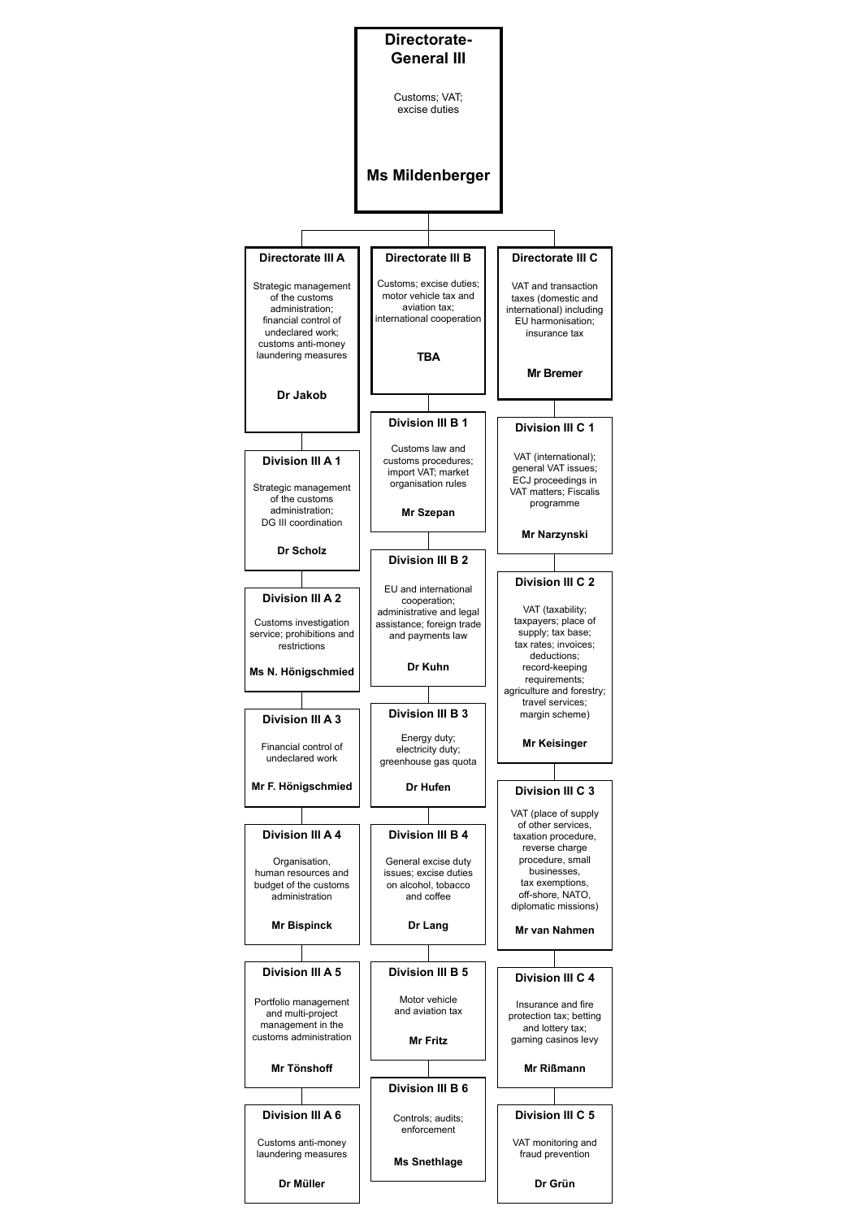# Directorate-General III

Customs; VAT; excise duties

**Ms Mildenberger**

## Directorate III A

Strategic management of the customs administration; financial control of undeclared work; customs anti-money laundering measures

**Dr Jakob**

### Division III A 1

Strategic management of the customs administration; DG III coordination

**Dr Scholz**

### Division III A 2

Customs investigation service; prohibitions and restrictions

**Ms N. Hönigschmied**

### Division III A 3

Financial control of undeclared work

**Mr F. Hönigschmied**

### Division III A 4

Organisation, human resources and budget of the customs administration

**Mr Bispinck**

### Division III A 5

Portfolio management and multi-project management in the customs administration

**Mr Tönshoff**

### Division III A 6

Customs anti-money laundering measures

**Dr Müller**

## Directorate III B

Customs; excise duties; motor vehicle tax and aviation tax; international cooperation

**TBA**

### Division III B 1

Customs law and customs procedures; import VAT; market organisation rules

**Mr Szepan**

### Division III B 2

EU and international cooperation; administrative and legal assistance; foreign trade and payments law

**Dr Kuhn**

### Division III B 3

Energy duty; electricity duty; greenhouse gas quota

**Dr Hufen**

### Division III B 4

General excise duty issues; excise duties on alcohol, tobacco and coffee

**Dr Lang**

### Division III B 5

Motor vehicle and aviation tax

**Mr Fritz**

### Division III B 6

Controls; audits; enforcement

**Ms Snethlage**

## Directorate III C

VAT and transaction taxes (domestic and international) including EU harmonisation; insurance tax

**Mr Bremer**

### Division III C 1

VAT (international); general VAT issues; ECJ proceedings in VAT matters; Fiscalis programme

**Mr Narzynski**

### Division III C 2

VAT (taxability; taxpayers; place of supply; tax base; tax rates; invoices; deductions; record-keeping requirements; agriculture and forestry; travel services; margin scheme)

**Mr Keisinger**

### Division III C 3

VAT (place of supply of other services, taxation procedure, reverse charge procedure, small businesses, tax exemptions, off-shore, NATO, diplomatic missions)

**Mr van Nahmen**

### Division III C 4

Insurance and fire protection tax; betting and lottery tax; gaming casinos levy

**Mr Rißmann**

### Division III C 5

VAT monitoring and fraud prevention

**Dr Grün**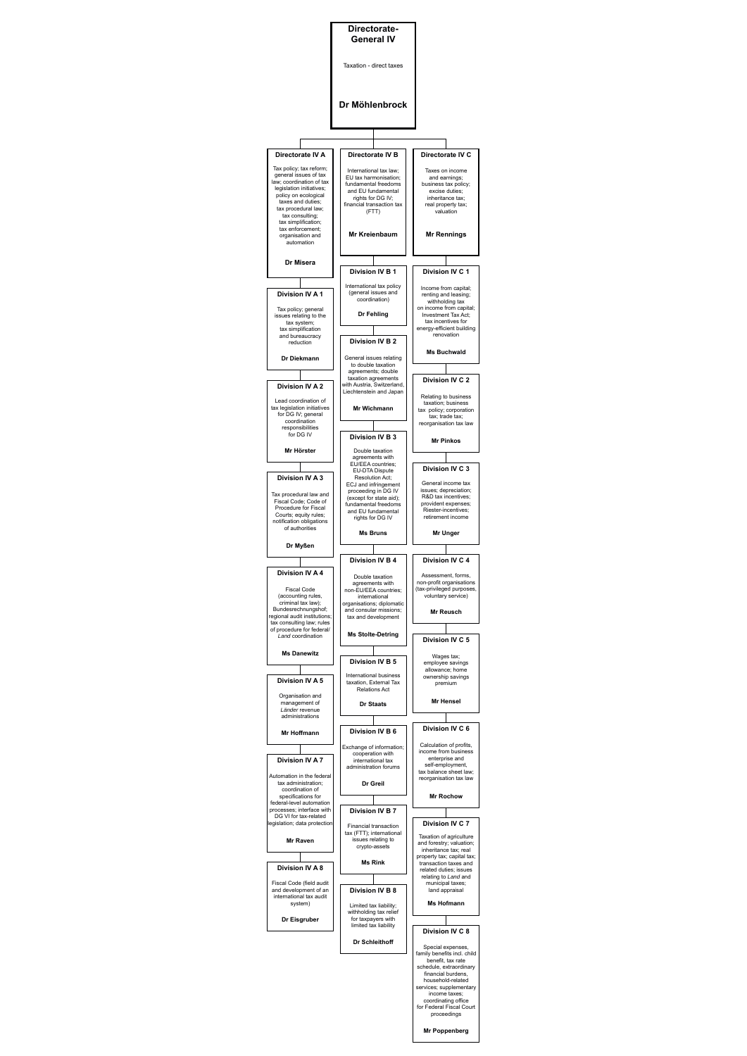# Directorate-General IV

Taxation - direct taxes

**Dr Möhlenbrock**

## Directorate IV A

Tax policy; tax reform; general issues of tax law; coordination of tax legislation initiatives; policy on ecological taxes and duties; tax procedural law; tax consulting; tax simplification; tax enforcement; organisation and automation

**Dr Misera**

### Division IV A 1

Tax policy; general issues relating to the tax system; tax simplification and bureaucracy reduction

**Dr Diekmann**

### Division IV A 2

Lead coordination of tax legislation initiatives for DG IV; general coordination responsibilities for DG IV

**Mr Hörster**

### Division IV A 3

Tax procedural law and Fiscal Code; Code of Procedure for Fiscal Courts; equity rules; notification obligations of authorities

**Dr Myßen**

### Division IV A 4

Fiscal Code (accounting rules, criminal tax law); Bundesrechnungshof; regional audit institutions; tax consulting law; rules of procedure for federal/*Land* coordination

**Ms Danewitz**

### Division IV A 5

Organisation and management of *Länder* revenue administrations

**Mr Hoffmann**

### Division IV A 7

Automation in the federal tax administration; coordination of specifications for federal-level automation processes; interface with DG VI for tax-related legislation; data protection

**Mr Raven**

### Division IV A 8

Fiscal Code (field audit and development of an international tax audit system)

**Dr Eisgruber**

## Directorate IV B

International tax law; EU tax harmonisation; fundamental freedoms and EU fundamental rights for DG IV; financial transaction tax (FTT)

**Mr Kreienbaum**

### Division IV B 1

International tax policy (general issues and coordination)

**Dr Fehling**

### Division IV B 2

General issues relating to double taxation agreements; double taxation agreements with Austria, Switzerland, Liechtenstein and Japan

**Mr Wichmann**

### Division IV B 3

Double taxation agreements with EU/EEA countries; EU-DTA Dispute Resolution Act; ECJ and infringement proceeding in DG IV (except for state aid); fundamental freedoms and EU fundamental rights for DG IV

**Ms Bruns**

### Division IV B 4

Double taxation agreements with non-EU/EEA countries; international organisations; diplomatic and consular missions; tax and development

**Ms Stolte-Detring**

### Division IV B 5

International business taxation, External Tax Relations Act

**Dr Staats**

### Division IV B 6

Exchange of information; cooperation with international tax administration forums

**Dr Greil**

### Division IV B 7

Financial transaction tax (FTT); international issues relating to crypto-assets

**Ms Rink**

### Division IV B 8

Limited tax liability; withholding tax relief for taxpayers with limited tax liability

**Dr Schleithoff**

## Directorate IV C

Taxes on income and earnings; business tax policy; excise duties; inheritance tax; real property tax; valuation

**Mr Rennings**

### Division IV C 1

Income from capital; renting and leasing; withholding tax on income from capital; Investment Tax Act; tax incentives for energy-efficient building renovation

**Ms Buchwald**

### Division IV C 2

Relating to business taxation; business tax policy; corporation tax; trade tax; reorganisation tax law

**Mr Pinkos**

### Division IV C 3

General income tax issues; depreciation; R&D tax incentives; provident expenses; Riester-incentives; retirement income

**Mr Unger**

### Division IV C 4

Assessment, forms, non-profit organisations (tax-privileged purposes, voluntary service)

**Mr Reusch**

### Division IV C 5

Wages tax; employee savings allowance; home ownership savings premium

**Mr Hensel**

### Division IV C 6

Calculation of profits, income from business enterprise and self-employment, tax balance sheet law; reorganisation tax law

**Mr Rochow**

### Division IV C 7

Taxation of agriculture and forestry; valuation; inheritance tax; real property tax; capital tax; transaction taxes and related duties; issues relating to *Land* and municipal taxes; land appraisal

**Ms Hofmann**

### Division IV C 8

Special expenses, family benefits incl. child benefit, tax rate schedule, extraordinary financial burdens, household-related services; supplementary income taxes; coordinating office for Federal Fiscal Court proceedings

**Mr Poppenberg**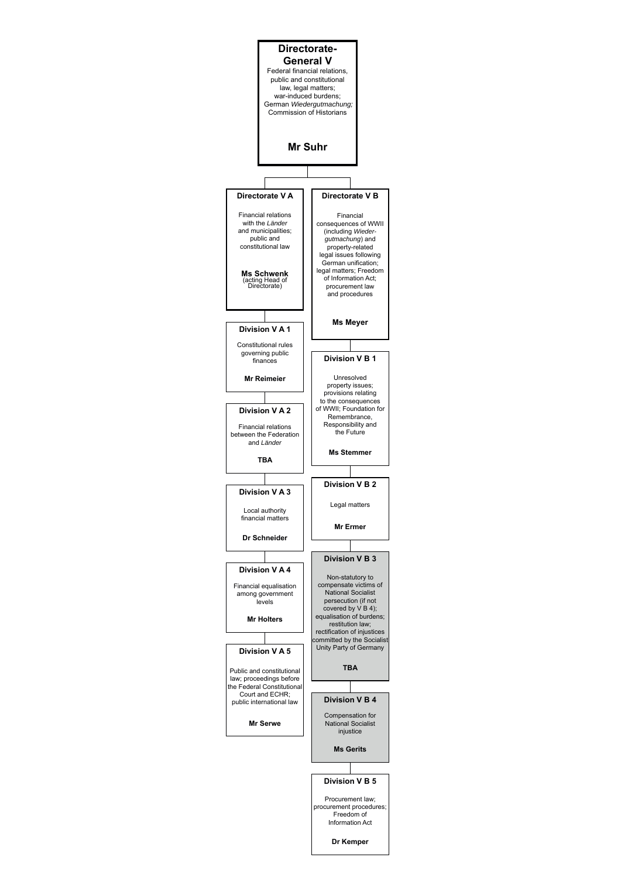# Directorate-General V

Federal financial relations, public and constitutional law, legal matters; war-induced burdens; German *Wiedergutmachung;* Commission of Historians

**Mr Suhr**

## Directorate V A

Financial relations with the *Länder* and municipalities; public and constitutional law

**Ms Schwenk** (acting Head of Directorate)

### Division V A 1

Constitutional rules governing public finances

**Mr Reimeier**

### Division V A 2

Financial relations between the Federation and *Länder*

**TBA**

### Division V A 3

Local authority financial matters

**Dr Schneider**

### Division V A 4

Financial equalisation among government levels

**Mr Holters**

### Division V A 5

Public and constitutional law; proceedings before the Federal Constitutional Court and ECHR; public international law

**Mr Serwe**

## Directorate V B

Financial consequences of WWII (including *Wieder-gutmachung*) and property-related legal issues following German unification; legal matters; Freedom of Information Act; procurement law and procedures

**Ms Meyer**

### Division V B 1

Unresolved property issues; provisions relating to the consequences of WWII; Foundation for Remembrance, Responsibility and the Future

**Ms Stemmer**

### Division V B 2

Legal matters

**Mr Ermer**

### Division V B 3

Non-statutory to compensate victims of National Socialist persecution (if not covered by V B 4); equalisation of burdens; restitution law; rectification of injustices committed by the Socialist Unity Party of Germany

**TBA**

### Division V B 4

Compensation for National Socialist injustice

**Ms Gerits**

### Division V B 5

Procurement law; procurement procedures; Freedom of Information Act

**Dr Kemper**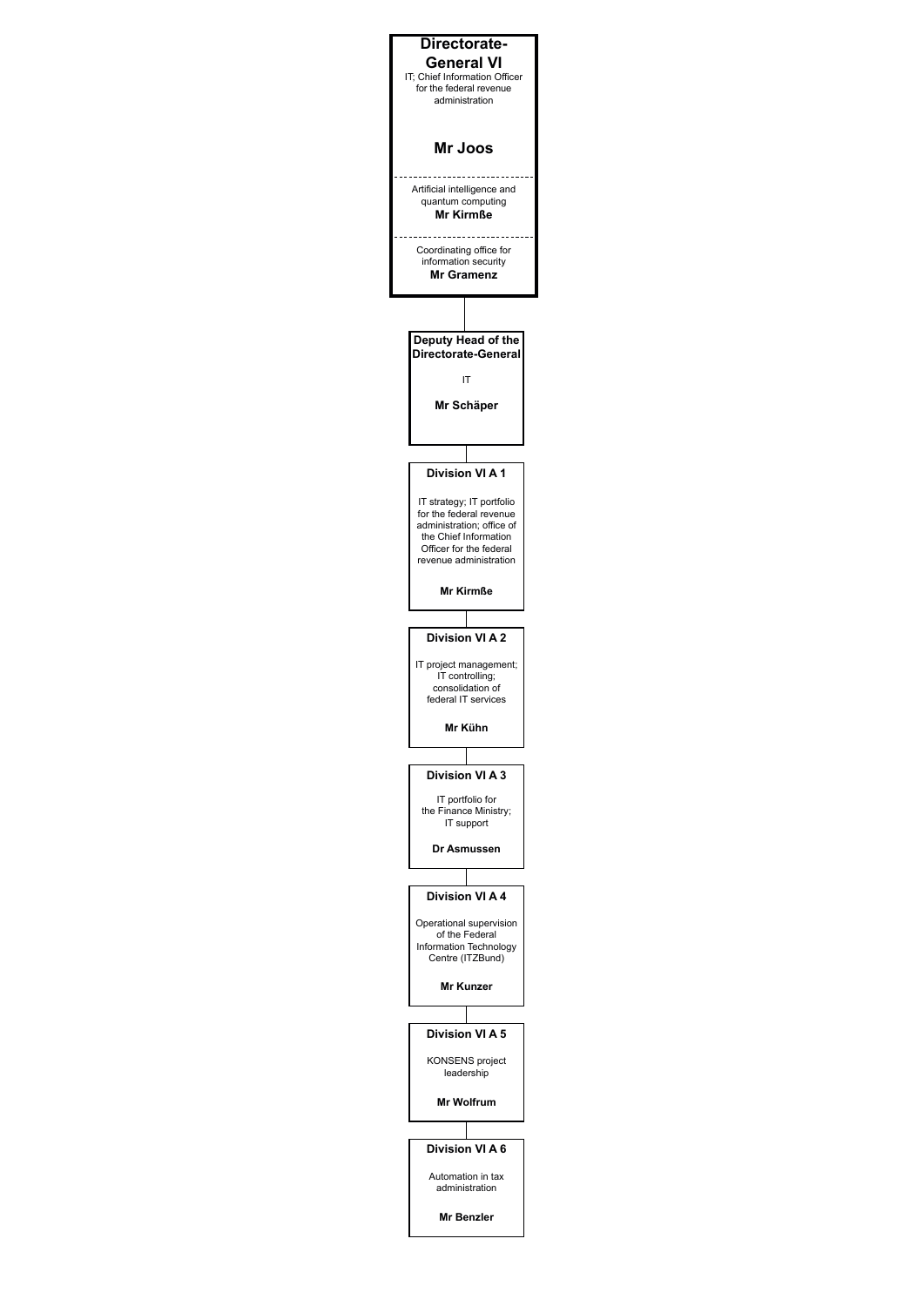## Directorate-General VI

IT; Chief Information Officer for the federal revenue administration

**Mr Joos**

Artificial intelligence and quantum computing
**Mr Kirmße**

Coordinating office for information security
**Mr Gramenz**

### Deputy Head of the Directorate-General

IT

**Mr Schäper**

### Division VI A 1

IT strategy; IT portfolio for the federal revenue administration; office of the Chief Information Officer for the federal revenue administration

**Mr Kirmße**

### Division VI A 2

IT project management; IT controlling; consolidation of federal IT services

**Mr Kühn**

### Division VI A 3

IT portfolio for the Finance Ministry; IT support

**Dr Asmussen**

### Division VI A 4

Operational supervision of the Federal Information Technology Centre (ITZBund)

**Mr Kunzer**

### Division VI A 5

KONSENS project leadership

**Mr Wolfrum**

### Division VI A 6

Automation in tax administration

**Mr Benzler**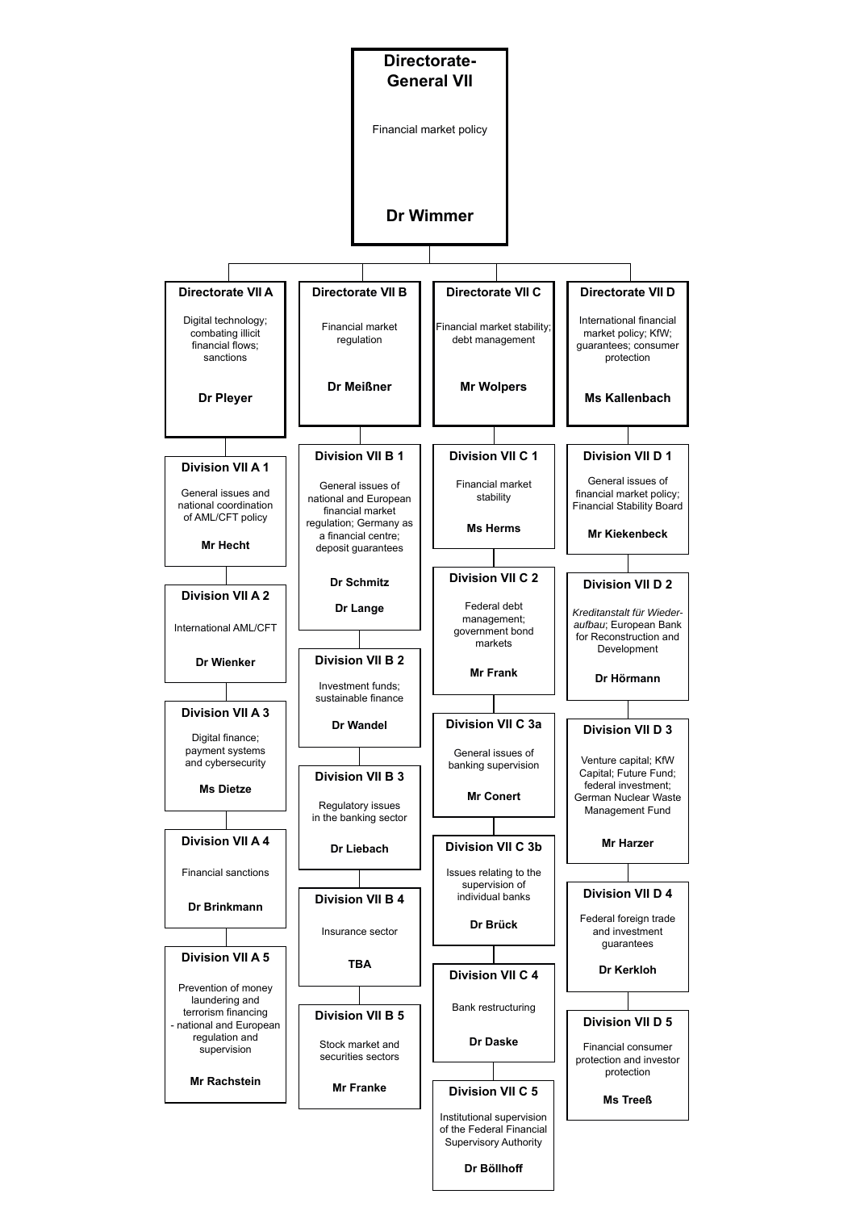# Directorate-General VII

Financial market policy

**Dr Wimmer**

## Directorate VII A

Digital technology; combating illicit financial flows; sanctions

**Dr Pleyer**

### Division VII A 1

General issues and national coordination of AML/CFT policy

**Mr Hecht**

### Division VII A 2

International AML/CFT

**Dr Wienker**

### Division VII A 3

Digital finance; payment systems and cybersecurity

**Ms Dietze**

### Division VII A 4

Financial sanctions

**Dr Brinkmann**

### Division VII A 5

Prevention of money laundering and terrorism financing - national and European regulation and supervision

**Mr Rachstein**

## Directorate VII B

Financial market regulation

**Dr Meißner**

### Division VII B 1

General issues of national and European financial market regulation; Germany as a financial centre; deposit guarantees

**Dr Schmitz**

**Dr Lange**

### Division VII B 2

Investment funds; sustainable finance

**Dr Wandel**

### Division VII B 3

Regulatory issues in the banking sector

**Dr Liebach**

### Division VII B 4

Insurance sector

**TBA**

### Division VII B 5

Stock market and securities sectors

**Mr Franke**

## Directorate VII C

Financial market stability; debt management

**Mr Wolpers**

### Division VII C 1

Financial market stability

**Ms Herms**

### Division VII C 2

Federal debt management; government bond markets

**Mr Frank**

### Division VII C 3a

General issues of banking supervision

**Mr Conert**

### Division VII C 3b

Issues relating to the supervision of individual banks

**Dr Brück**

### Division VII C 4

Bank restructuring

**Dr Daske**

### Division VII C 5

Institutional supervision of the Federal Financial Supervisory Authority

**Dr Böllhoff**

## Directorate VII D

International financial market policy; KfW; guarantees; consumer protection

**Ms Kallenbach**

### Division VII D 1

General issues of financial market policy; Financial Stability Board

**Mr Kiekenbeck**

### Division VII D 2

*Kreditanstalt für Wiederaufbau*; European Bank for Reconstruction and Development

**Dr Hörmann**

### Division VII D 3

Venture capital; KfW Capital; Future Fund; federal investment; German Nuclear Waste Management Fund

**Mr Harzer**

### Division VII D 4

Federal foreign trade and investment guarantees

**Dr Kerkloh**

### Division VII D 5

Financial consumer protection and investor protection

**Ms Treeß**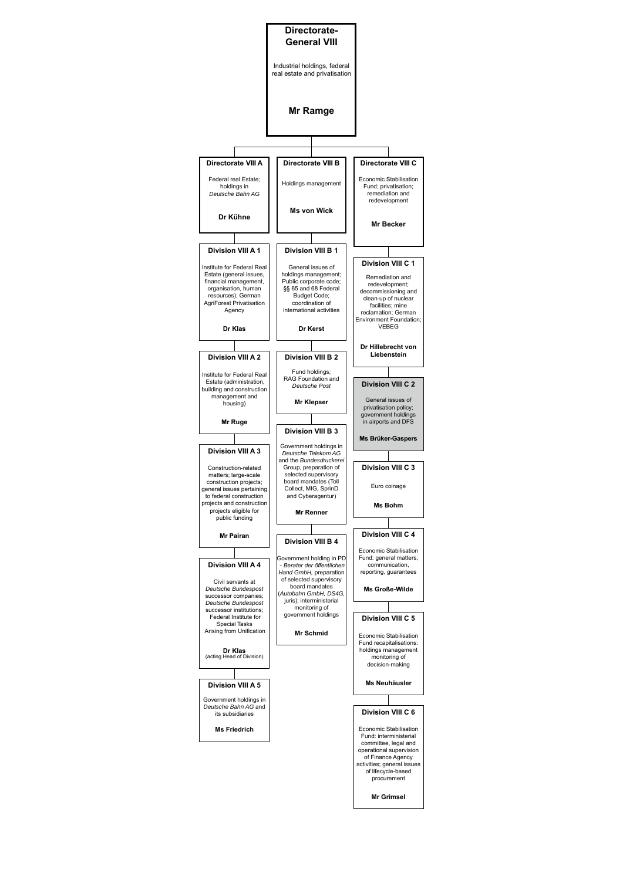# Directorate-General VIII

Industrial holdings, federal real estate and privatisation

**Mr Ramge**

## Directorate VIII A

Federal real Estate; holdings in *Deutsche Bahn AG*

**Dr Kühne**

### Division VIII A 1

Institute for Federal Real Estate (general issues, financial management, organisation, human resources); German AgriForest Privatisation Agency

**Dr Klas**

### Division VIII A 2

Institute for Federal Real Estate (administration, building and construction management and housing)

**Mr Ruge**

### Division VIII A 3

Construction-related matters; large-scale construction projects; general issues pertaining to federal construction projects and construction projects eligible for public funding

**Mr Pairan**

### Division VIII A 4

Civil servants at *Deutsche Bundespost* successor companies; *Deutsche Bundespost* successor institutions; Federal Institute for Special Tasks Arising from Unification

**Dr Klas**
(acting Head of Division)

### Division VIII A 5

Government holdings in *Deutsche Bahn AG* and its subsidiaries

**Ms Friedrich**

## Directorate VIII B

Holdings management

**Ms von Wick**

### Division VIII B 1

General issues of holdings management; Public corporate code; §§ 65 and 68 Federal Budget Code; coordination of international activities

**Dr Kerst**

### Division VIII B 2

Fund holdings; RAG Foundation and *Deutsche Post*

**Mr Klepser**

### Division VIII B 3

Government holdings in *Deutsche Telekom AG* and the *Bundesdruckerei* Group, preparation of selected supervisory board mandates (Toll Collect, MIG, SprinD and Cyberagentur)

**Mr Renner**

### Division VIII B 4

Government holding in PD - *Berater der öffentlichen Hand GmbH,* preparation of selected supervisory board mandates (*Autobahn GmbH, DS4G,* juris); interministerial monitoring of government holdings

**Mr Schmid**

## Directorate VIII C

Economic Stabilisation Fund; privatisation; remediation and redevelopment

**Mr Becker**

### Division VIII C 1

Remediation and redevelopment; decommissioning and clean-up of nuclear facilities; mine reclamation; German Environment Foundation; VEBEG

**Dr Hillebrecht von Liebenstein**

### Division VIII C 2

General issues of privatisation policy; government holdings in airports and DFS

**Ms Brüker-Gaspers**

### Division VIII C 3

Euro coinage

**Ms Bohm**

### Division VIII C 4

Economic Stabilisation Fund: general matters, communication, reporting, guarantees

**Ms Große-Wilde**

### Division VIII C 5

Economic Stabilisation Fund recapitalisations: holdings management monitoring of decision-making

**Ms Neuhäusler**

### Division VIII C 6

Economic Stabilisation Fund: interministerial committee, legal and operational supervision of Finance Agency activities; general issues of lifecycle-based procurement

**Mr Grimsel**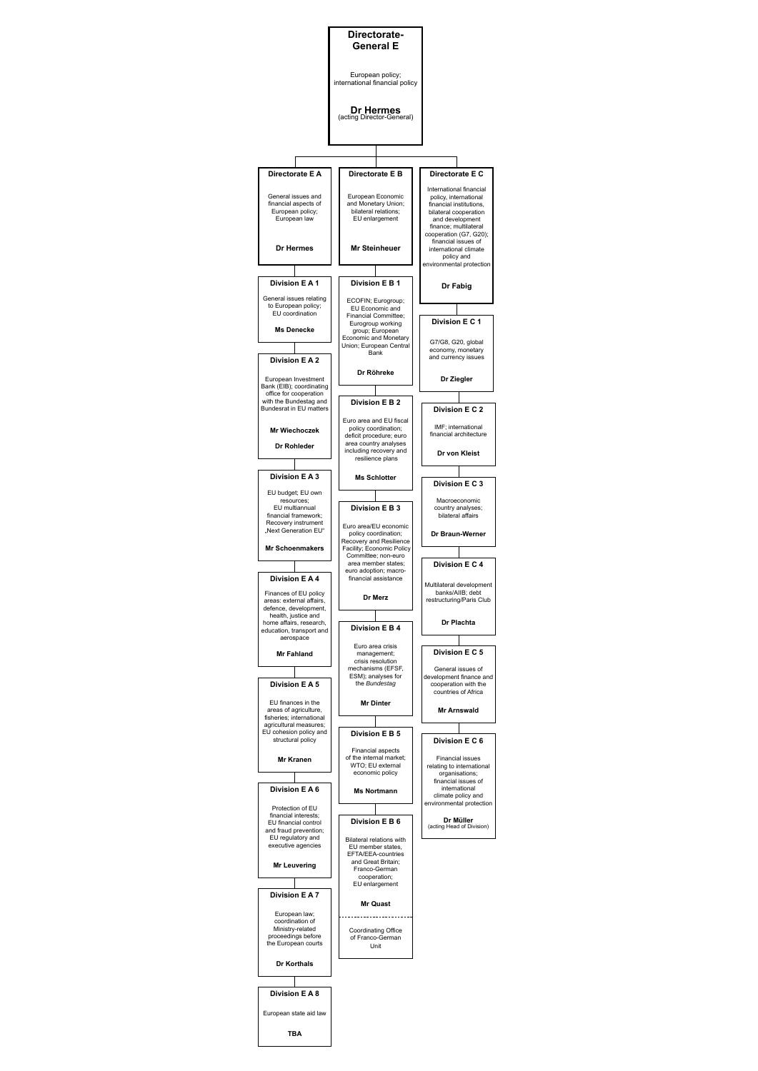## Directorate-General E

European policy; international financial policy

**Dr Hermes**
(acting Director-General)

### Directorate E A

General issues and financial aspects of European policy; European law

**Dr Hermes**

#### Division E A 1

General issues relating to European policy; EU coordination

**Ms Denecke**

#### Division E A 2

European Investment Bank (EIB); coordinating office for cooperation with the Bundestag and Bundesrat in EU matters

**Mr Wiechoczek**

**Dr Rohleder**

#### Division E A 3

EU budget; EU own resources; EU multiannual financial framework; Recovery instrument „Next Generation EU"

**Mr Schoenmakers**

#### Division E A 4

Finances of EU policy areas: external affairs, defence, development, health, justice and home affairs, research, education, transport and aerospace

**Mr Fahland**

#### Division E A 5

EU finances in the areas of agriculture, fisheries; international agricultural measures; EU cohesion policy and structural policy

**Mr Kranen**

#### Division E A 6

Protection of EU financial interests; EU financial control and fraud prevention; EU regulatory and executive agencies

**Mr Leuvering**

#### Division E A 7

European law; coordination of Ministry-related proceedings before the European courts

**Dr Korthals**

#### Division E A 8

European state aid law

**TBA**

### Directorate E B

European Economic and Monetary Union; bilateral relations; EU enlargement

**Mr Steinheuer**

#### Division E B 1

ECOFIN; Eurogroup; EU Economic and Financial Committee; Eurogroup working group; European Economic and Monetary Union; European Central Bank

**Dr Röhreke**

#### Division E B 2

Euro area and EU fiscal policy coordination; deficit procedure; euro area country analyses including recovery and resilience plans

**Ms Schlotter**

#### Division E B 3

Euro area/EU economic policy coordination; Recovery and Resilience Facility; Economic Policy Committee; non-euro area member states; euro adoption; macro-financial assistance

**Dr Merz**

#### Division E B 4

Euro area crisis management; crisis resolution mechanisms (EFSF, ESM); analyses for the *Bundestag*

**Mr Dinter**

#### Division E B 5

Financial aspects of the internal market; WTO; EU external economic policy

**Ms Nortmann**

#### Division E B 6

Bilateral relations with EU member states, EFTA/EEA-countries and Great Britain; Franco-German cooperation; EU enlargement

**Mr Quast**

Coordinating Office of Franco-German Unit

### Directorate E C

International financial policy, international financial institutions, bilateral cooperation and development finance; multilateral cooperation (G7, G20); financial issues of international climate policy and environmental protection

**Dr Fabig**

#### Division E C 1

G7/G8, G20, global economy, monetary and currency issues

**Dr Ziegler**

#### Division E C 2

IMF; international financial architecture

**Dr von Kleist**

#### Division E C 3

Macroeconomic country analyses; bilateral affairs

**Dr Braun-Werner**

#### Division E C 4

Multilateral development banks/AIIB; debt restructuring/Paris Club

**Dr Plachta**

#### Division E C 5

General issues of development finance and cooperation with the countries of Africa

**Mr Arnswald**

#### Division E C 6

Financial issues relating to international organisations; financial issues of international climate policy and environmental protection

**Dr Müller**
(acting Head of Division)